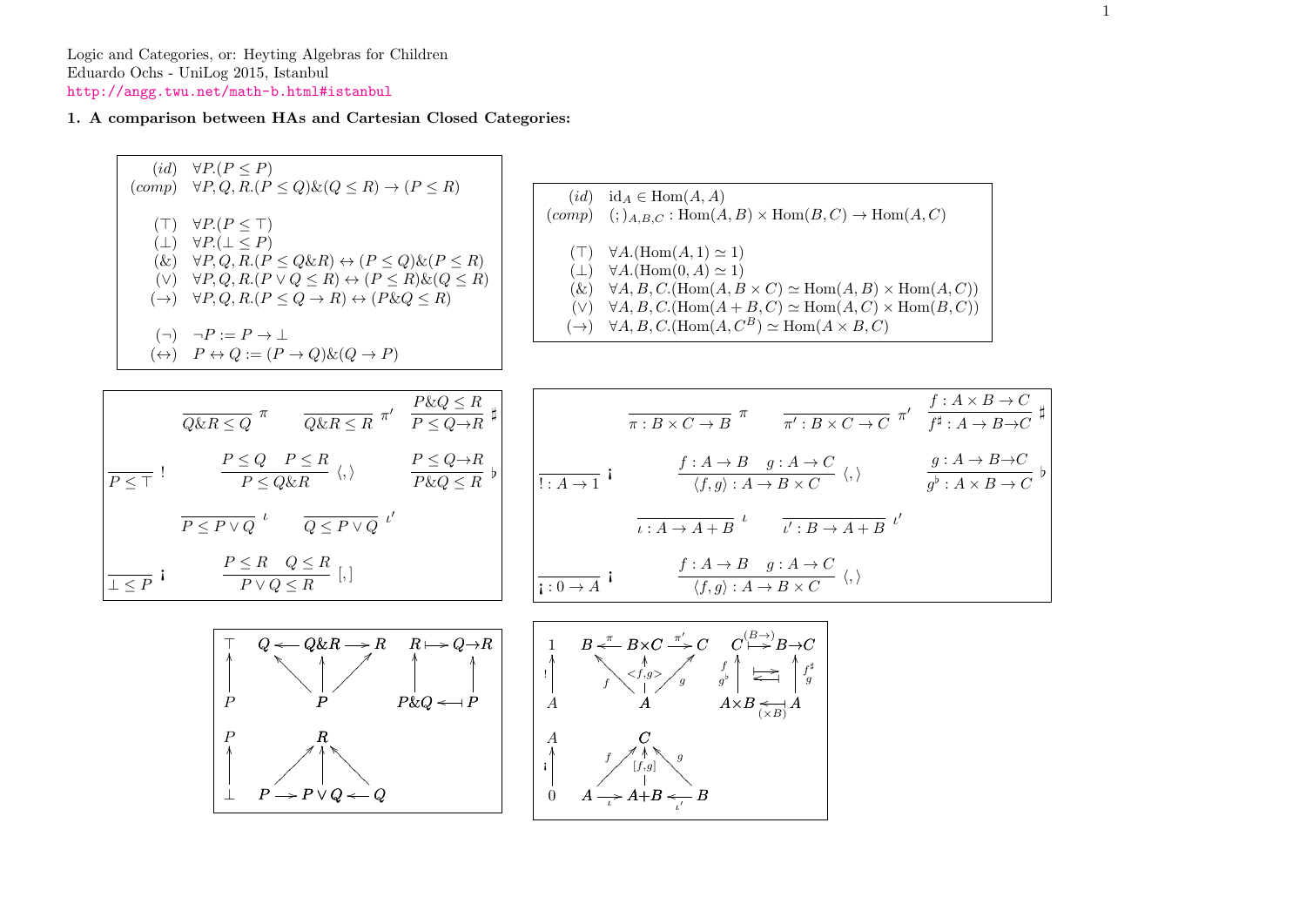Logic and Categories, or: Heyting Algebras for Children
Eduardo Ochs - UniLog 2015, Istanbul
http://angg.twu.net/math-b.html#istanbul

**1. A comparison between HAs and Cartesian Closed Categories:**

$$
\begin{array}{rl}
(id) & \forall P.(P \leq P) \\
(comp) & \forall P,Q,R.(P \leq Q)\&(Q \leq R) \to (P \leq R) \\
\\
(\top) & \forall P.(P \leq \top) \\
(\bot) & \forall P.(\bot \leq P) \\
(\&) & \forall P,Q,R.(P \leq Q\&R) \leftrightarrow (P \leq Q)\&(P \leq R) \\
(\vee) & \forall P,Q,R.(P \vee Q \leq R) \leftrightarrow (P \leq R)\&(Q \leq R) \\
(\to) & \forall P,Q,R.(P \leq Q \to R) \leftrightarrow (P\&Q \leq R) \\
\\
(\neg) & \neg P := P \to \bot \\
(\leftrightarrow) & P \leftrightarrow Q := (P \to Q)\&(Q \to P)
\end{array}
$$

$$
\begin{array}{rl}
(id) & \mathrm{id}_A \in \mathrm{Hom}(A,A) \\
(comp) & (;)_{A,B,C} : \mathrm{Hom}(A,B) \times \mathrm{Hom}(B,C) \to \mathrm{Hom}(A,C) \\
\\
(\top) & \forall A.(\mathrm{Hom}(A,1) \simeq 1) \\
(\bot) & \forall A.(\mathrm{Hom}(0,A) \simeq 1) \\
(\&) & \forall A,B,C.(\mathrm{Hom}(A, B \times C) \simeq \mathrm{Hom}(A,B) \times \mathrm{Hom}(A,C)) \\
(\vee) & \forall A,B,C.(\mathrm{Hom}(A+B, C) \simeq \mathrm{Hom}(A,C) \times \mathrm{Hom}(B,C)) \\
(\to) & \forall A,B,C.(\mathrm{Hom}(A, C^B) \simeq \mathrm{Hom}(A \times B, C)
\end{array}
$$

$$
\dfrac{}{Q\&R \leq Q}\,\pi \qquad \dfrac{}{Q\&R \leq R}\,\pi' \qquad \dfrac{P\&Q \leq R}{P \leq Q \to R}\,\sharp
$$

$$
\dfrac{}{P \leq \top}\,! \qquad \dfrac{P \leq Q \quad P \leq R}{P \leq Q\&R}\,\langle,\rangle \qquad \dfrac{P \leq Q \to R}{P\&Q \leq R}\,\flat
$$

$$
\dfrac{}{P \leq P \vee Q}\,\iota \qquad \dfrac{}{Q \leq P \vee Q}\,\iota'
$$

$$
\dfrac{}{\bot \leq P}\,¡ \qquad \dfrac{P \leq R \quad Q \leq R}{P \vee Q \leq R}\,[,]
$$

$$
\dfrac{}{\pi : B \times C \to B}\,\pi \qquad \dfrac{}{\pi' : B \times C \to C}\,\pi' \qquad \dfrac{f : A \times B \to C}{f^\sharp : A \to B \to C}\,\sharp
$$

$$
\dfrac{}{! : A \to 1}\,¡ \qquad \dfrac{f : A \to B \quad g : A \to C}{\langle f,g \rangle : A \to B \times C}\,\langle,\rangle \qquad \dfrac{g : A \to B \to C}{g^\flat : A \times B \to C}\,\flat
$$

$$
\dfrac{}{\iota : A \to A+B}\,\iota \qquad \dfrac{}{\iota' : B \to A+B}\,\iota'
$$

$$
\dfrac{}{¡ : 0 \to A}\,¡ \qquad \dfrac{f : A \to B \quad g : A \to C}{\langle f,g \rangle : A \to B \times C}\,\langle,\rangle
$$

Diagrams (HA side): $P \to \top$; $Q \leftarrow Q\&R \to R$ with arrows from $P$; $R \mapsto Q \to R$ over $P\&Q \leftarrow\!\!\mid P$; $\bot \to P$; $P \to P \vee Q \leftarrow Q$ with arrows to $R$.

Diagrams (CCC side): $! : A \to 1$; $B \xleftarrow{\pi} B \times C \xrightarrow{\pi'} C$ with $f$, $<f,g>$, $g$ from $A$; $C \overset{(B\to)}{\mapsto} B \to C$ over $A \times B \underset{(\times B)}{\leftarrow\!\!\mid} A$, with $f, g^\flat$ and $f^\sharp, g$; $¡ : 0 \to A$; $A \xrightarrow{\iota} A+B \xleftarrow{\iota'} B$ with $f$, $[f,g]$, $g$ to $C$.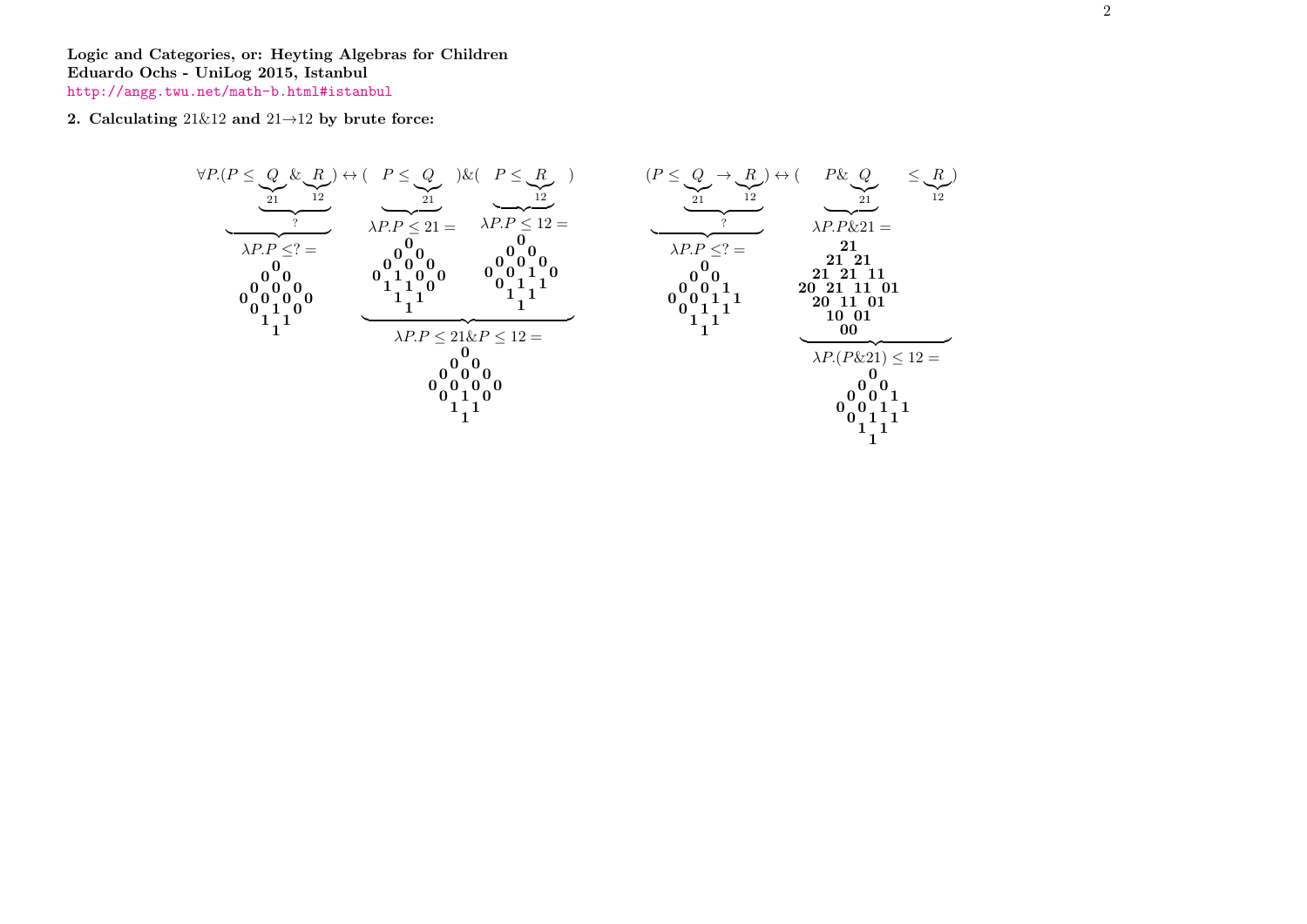**Logic and Categories, or: Heyting Algebras for Children**
**Eduardo Ochs - UniLog 2015, Istanbul**
http://angg.twu.net/math-b.html#istanbul

**2. Calculating $21\&12$ and $21{\to}12$ by brute force:**

$$\underbrace{\forall P.(P \le \underbrace{\underbrace{Q}_{21} \& \underbrace{R}_{12}}_{?})}_{\lambda P.P\le ? =} \leftrightarrow \underbrace{(\underbrace{P \le \underbrace{Q}_{21}}_{\lambda P.P \le 21 =}) \& (\underbrace{P \le \underbrace{R}_{12}}_{\lambda P.P\le 12 =})}_{\lambda P.P \le 21 \& P \le 12 =}$$

$\lambda P.P\le ? =$

```
     0
    0 0
   0 0 0
  0 0 0 0
   0 1 0
    1 1
     1
```

$\lambda P.P \le 21 =$

```
     0
    0 0
   0 0 0
  0 1 0 0
   1 1 0
    1 1
     1
```

$\lambda P.P \le 12 =$

```
     0
    0 0
   0 0 0
  0 0 1 0
   0 1 1
    1 1
     1
```

$\lambda P.P \le 21 \& P \le 12 =$

```
     0
    0 0
   0 0 0
  0 0 0 0
   0 1 0
    1 1
     1
```

$$\underbrace{(P \le \underbrace{\underbrace{Q}_{21} \to \underbrace{R}_{12}}_{?})}_{\lambda P.P\le ? =} \leftrightarrow \underbrace{(\underbrace{P \& \underbrace{Q}_{21}}_{\lambda P.P\&21 =} \le \underbrace{R}_{12})}_{\lambda P.(P\&21) \le 12 =}$$

$\lambda P.P\le ? =$

```
     0
    0 0
   0 0 1
  0 0 1 1
   0 1 1
    1 1
     1
```

$\lambda P.P\&21 =$

```
        21
      21  21
    21  21  11
  20  21  11  01
    20  11  01
      10  01
        00
```

$\lambda P.(P\&21) \le 12 =$

```
     0
    0 0
   0 0 1
  0 0 1 1
   0 1 1
    1 1
     1
```